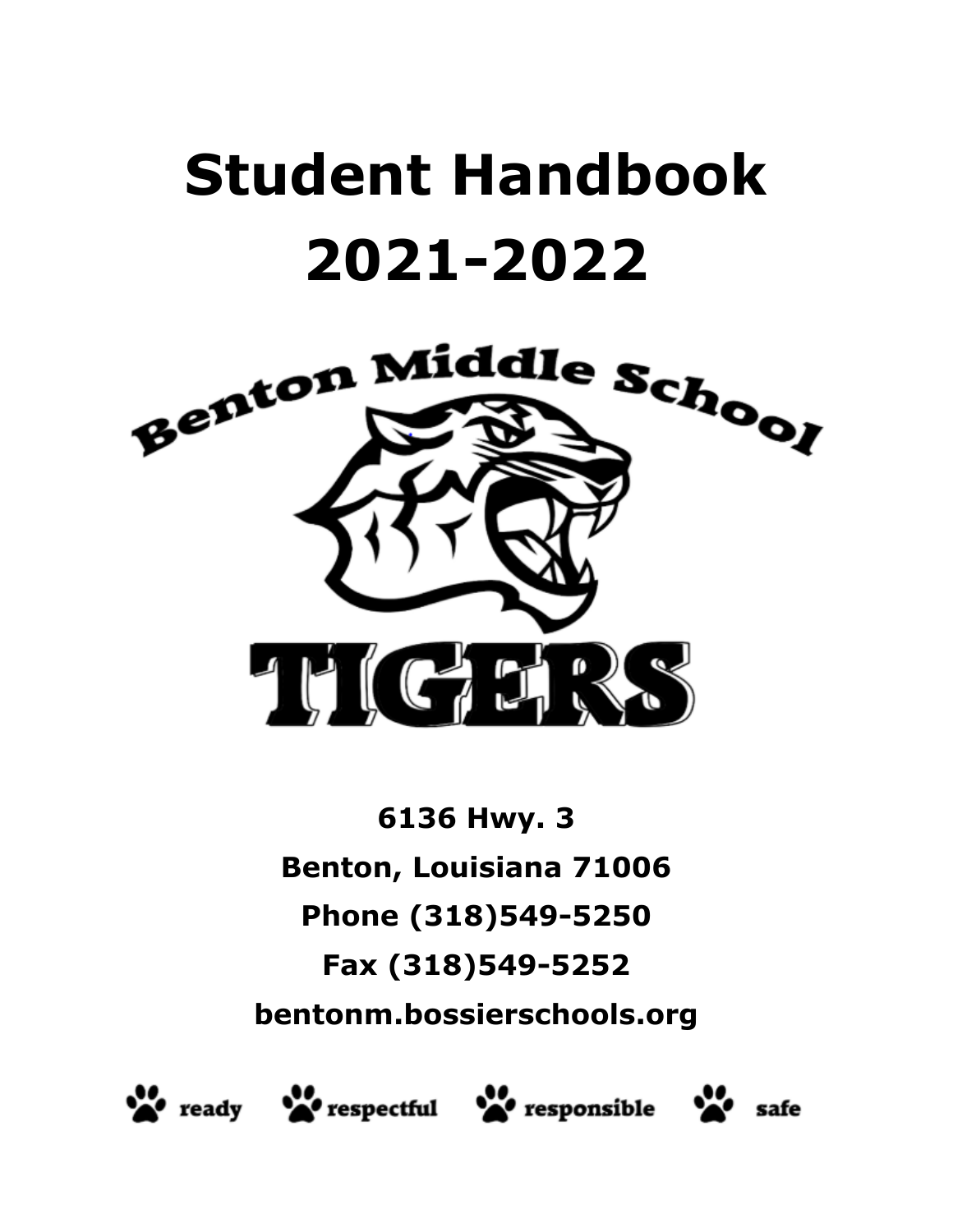# Student Handbook 2021-2022

Benton Middle School

TIGERS

**6136 Hwy. 3**

**Benton, Louisiana 71006**

**Phone (318)549-5250**

**Fax (318)549-5252**

**bentonm.bossierschools.org**

ready respectful responsible safe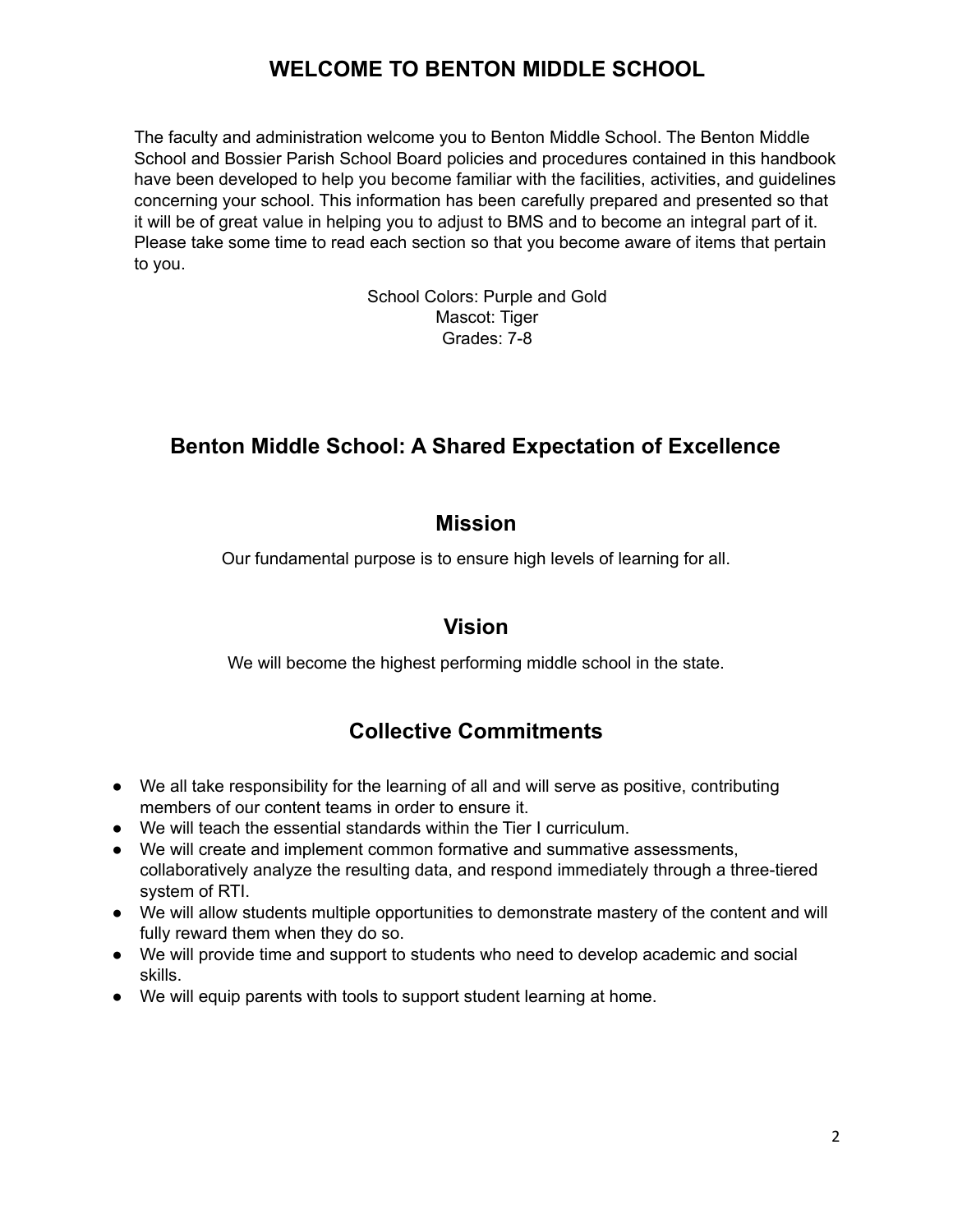# WELCOME TO BENTON MIDDLE SCHOOL

The faculty and administration welcome you to Benton Middle School. The Benton Middle School and Bossier Parish School Board policies and procedures contained in this handbook have been developed to help you become familiar with the facilities, activities, and guidelines concerning your school. This information has been carefully prepared and presented so that it will be of great value in helping you to adjust to BMS and to become an integral part of it. Please take some time to read each section so that you become aware of items that pertain to you.

School Colors: Purple and Gold
Mascot: Tiger
Grades: 7-8

## Benton Middle School: A Shared Expectation of Excellence

### Mission

Our fundamental purpose is to ensure high levels of learning for all.

### Vision

We will become the highest performing middle school in the state.

### Collective Commitments

- We all take responsibility for the learning of all and will serve as positive, contributing members of our content teams in order to ensure it.
- We will teach the essential standards within the Tier I curriculum.
- We will create and implement common formative and summative assessments, collaboratively analyze the resulting data, and respond immediately through a three-tiered system of RTI.
- We will allow students multiple opportunities to demonstrate mastery of the content and will fully reward them when they do so.
- We will provide time and support to students who need to develop academic and social skills.
- We will equip parents with tools to support student learning at home.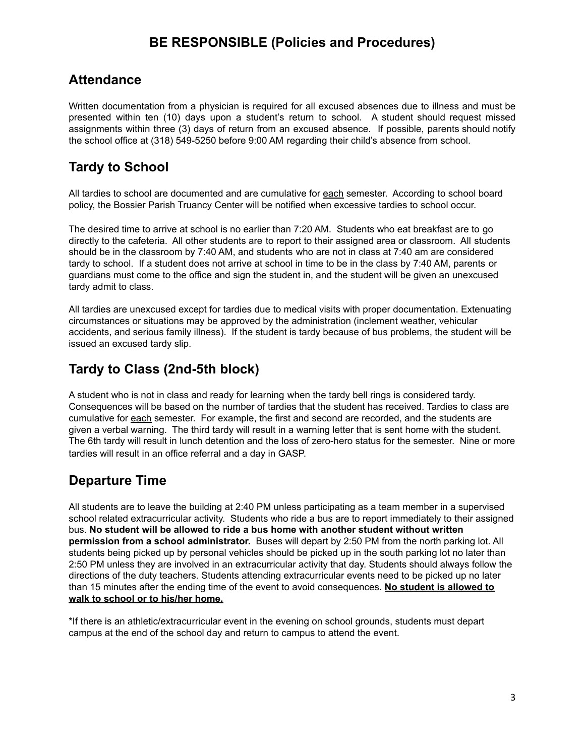# BE RESPONSIBLE (Policies and Procedures)

## Attendance

Written documentation from a physician is required for all excused absences due to illness and must be presented within ten (10) days upon a student's return to school. A student should request missed assignments within three (3) days of return from an excused absence. If possible, parents should notify the school office at (318) 549-5250 before 9:00 AM regarding their child's absence from school.

## Tardy to School

All tardies to school are documented and are cumulative for <u>each</u> semester. According to school board policy, the Bossier Parish Truancy Center will be notified when excessive tardies to school occur.

The desired time to arrive at school is no earlier than 7:20 AM. Students who eat breakfast are to go directly to the cafeteria. All other students are to report to their assigned area or classroom. All students should be in the classroom by 7:40 AM, and students who are not in class at 7:40 am are considered tardy to school. If a student does not arrive at school in time to be in the class by 7:40 AM, parents or guardians must come to the office and sign the student in, and the student will be given an unexcused tardy admit to class.

All tardies are unexcused except for tardies due to medical visits with proper documentation. Extenuating circumstances or situations may be approved by the administration (inclement weather, vehicular accidents, and serious family illness). If the student is tardy because of bus problems, the student will be issued an excused tardy slip.

## Tardy to Class (2nd-5th block)

A student who is not in class and ready for learning when the tardy bell rings is considered tardy. Consequences will be based on the number of tardies that the student has received. Tardies to class are cumulative for <u>each</u> semester. For example, the first and second are recorded, and the students are given a verbal warning. The third tardy will result in a warning letter that is sent home with the student. The 6th tardy will result in lunch detention and the loss of zero-hero status for the semester. Nine or more tardies will result in an office referral and a day in GASP.

## Departure Time

All students are to leave the building at 2:40 PM unless participating as a team member in a supervised school related extracurricular activity. Students who ride a bus are to report immediately to their assigned bus. **No student will be allowed to ride a bus home with another student without written permission from a school administrator.** Buses will depart by 2:50 PM from the north parking lot. All students being picked up by personal vehicles should be picked up in the south parking lot no later than 2:50 PM unless they are involved in an extracurricular activity that day. Students should always follow the directions of the duty teachers. Students attending extracurricular events need to be picked up no later than 15 minutes after the ending time of the event to avoid consequences. **<u>No student is allowed to walk to school or to his/her home.</u>**

*If there is an athletic/extracurricular event in the evening on school grounds, students must depart campus at the end of the school day and return to campus to attend the event.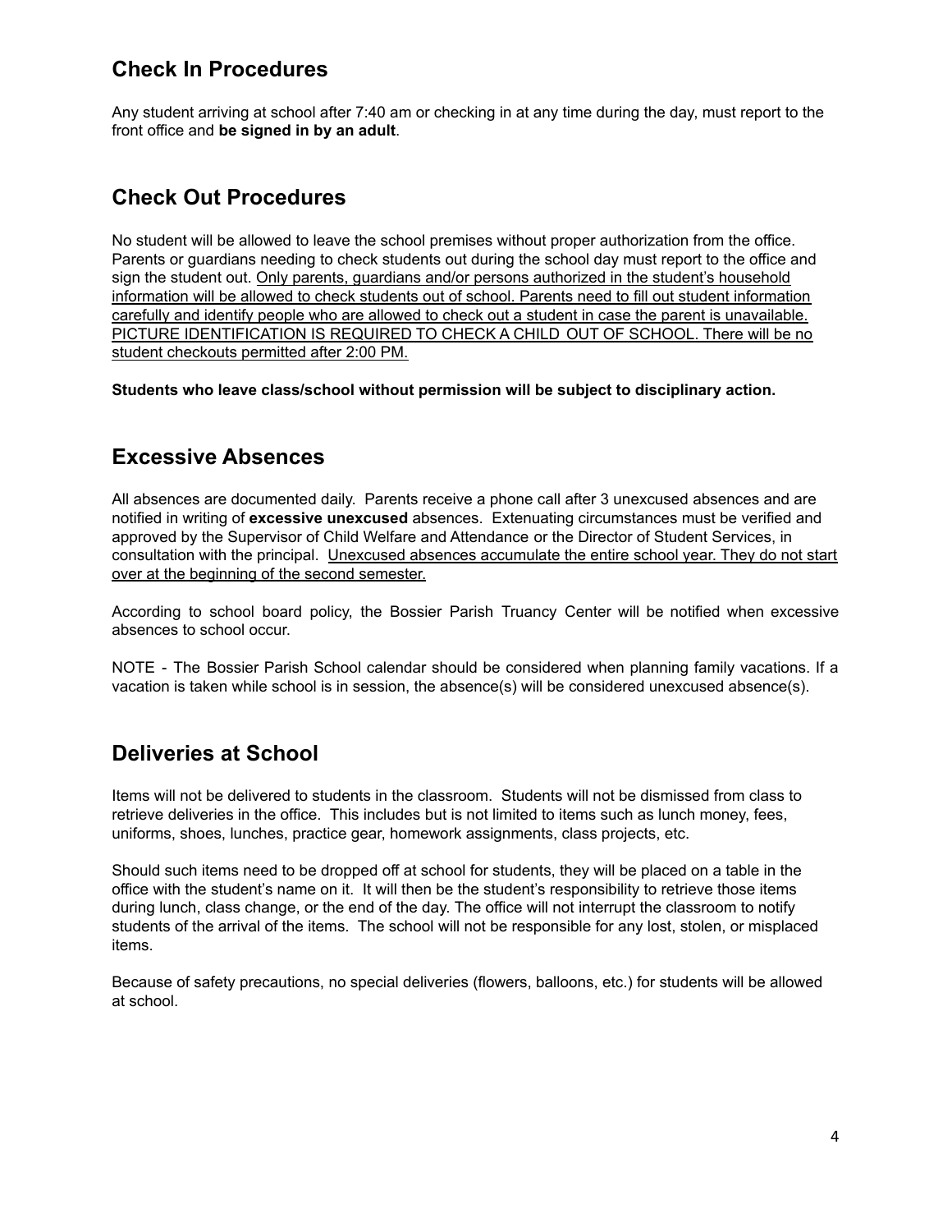## Check In Procedures

Any student arriving at school after 7:40 am or checking in at any time during the day, must report to the front office and **be signed in by an adult**.

## Check Out Procedures

No student will be allowed to leave the school premises without proper authorization from the office. Parents or guardians needing to check students out during the school day must report to the office and sign the student out. Only parents, guardians and/or persons authorized in the student's household information will be allowed to check students out of school. Parents need to fill out student information carefully and identify people who are allowed to check out a student in case the parent is unavailable. PICTURE IDENTIFICATION IS REQUIRED TO CHECK A CHILD OUT OF SCHOOL. There will be no student checkouts permitted after 2:00 PM.

**Students who leave class/school without permission will be subject to disciplinary action.**

## Excessive Absences

All absences are documented daily. Parents receive a phone call after 3 unexcused absences and are notified in writing of **excessive unexcused** absences. Extenuating circumstances must be verified and approved by the Supervisor of Child Welfare and Attendance or the Director of Student Services, in consultation with the principal. Unexcused absences accumulate the entire school year. They do not start over at the beginning of the second semester.

According to school board policy, the Bossier Parish Truancy Center will be notified when excessive absences to school occur.

NOTE - The Bossier Parish School calendar should be considered when planning family vacations. If a vacation is taken while school is in session, the absence(s) will be considered unexcused absence(s).

## Deliveries at School

Items will not be delivered to students in the classroom. Students will not be dismissed from class to retrieve deliveries in the office. This includes but is not limited to items such as lunch money, fees, uniforms, shoes, lunches, practice gear, homework assignments, class projects, etc.

Should such items need to be dropped off at school for students, they will be placed on a table in the office with the student's name on it. It will then be the student's responsibility to retrieve those items during lunch, class change, or the end of the day. The office will not interrupt the classroom to notify students of the arrival of the items. The school will not be responsible for any lost, stolen, or misplaced items.

Because of safety precautions, no special deliveries (flowers, balloons, etc.) for students will be allowed at school.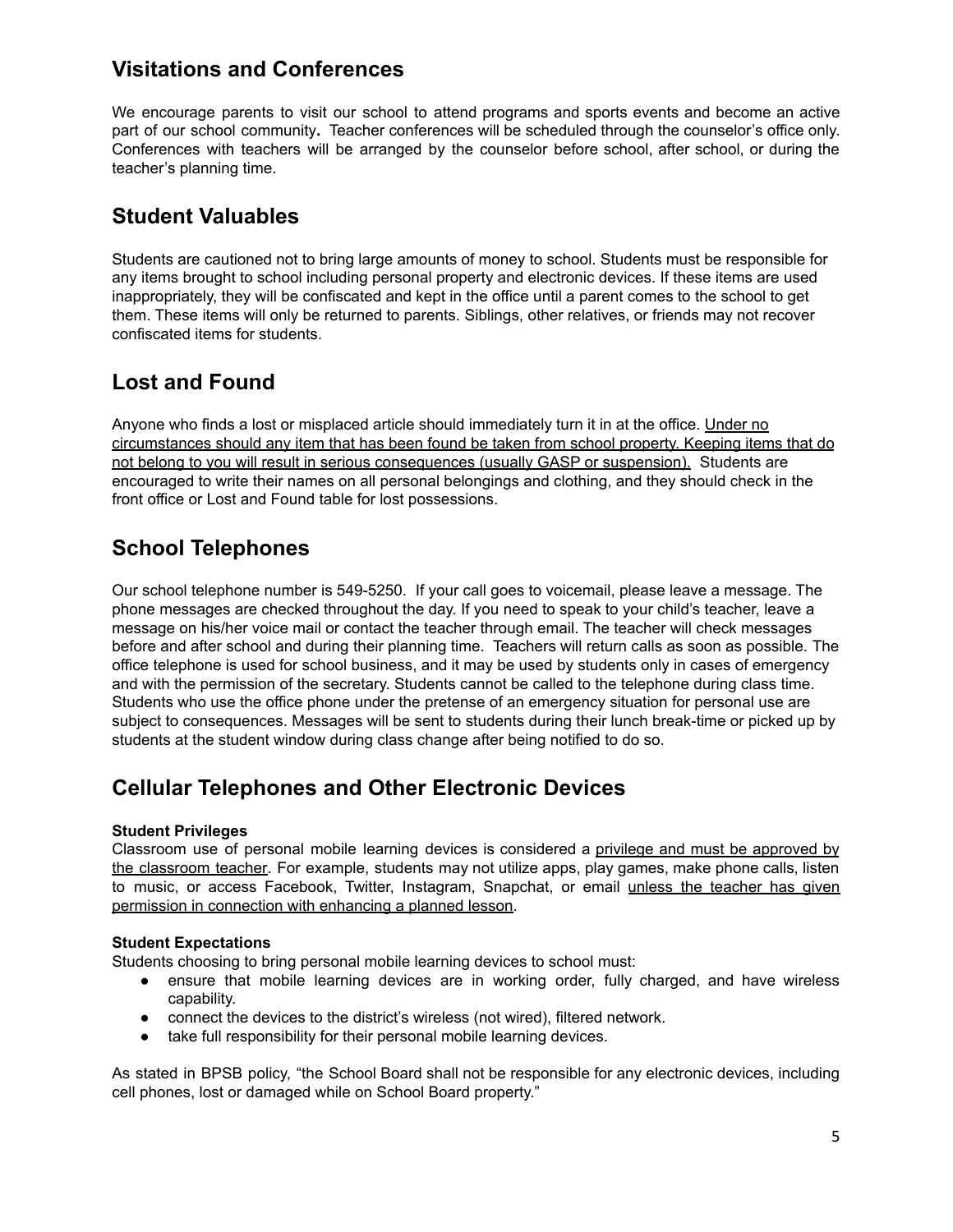## Visitations and Conferences

We encourage parents to visit our school to attend programs and sports events and become an active part of our school community**.** Teacher conferences will be scheduled through the counselor's office only. Conferences with teachers will be arranged by the counselor before school, after school, or during the teacher's planning time.

## Student Valuables

Students are cautioned not to bring large amounts of money to school. Students must be responsible for any items brought to school including personal property and electronic devices. If these items are used inappropriately, they will be confiscated and kept in the office until a parent comes to the school to get them. These items will only be returned to parents. Siblings, other relatives, or friends may not recover confiscated items for students.

## Lost and Found

Anyone who finds a lost or misplaced article should immediately turn it in at the office. <u>Under no circumstances should any item that has been found be taken from school property. Keeping items that do not belong to you will result in serious consequences (usually GASP or suspension).</u> Students are encouraged to write their names on all personal belongings and clothing, and they should check in the front office or Lost and Found table for lost possessions.

## School Telephones

Our school telephone number is 549-5250. If your call goes to voicemail, please leave a message. The phone messages are checked throughout the day. If you need to speak to your child's teacher, leave a message on his/her voice mail or contact the teacher through email. The teacher will check messages before and after school and during their planning time. Teachers will return calls as soon as possible. The office telephone is used for school business, and it may be used by students only in cases of emergency and with the permission of the secretary. Students cannot be called to the telephone during class time. Students who use the office phone under the pretense of an emergency situation for personal use are subject to consequences. Messages will be sent to students during their lunch break-time or picked up by students at the student window during class change after being notified to do so.

## Cellular Telephones and Other Electronic Devices

**Student Privileges**

Classroom use of personal mobile learning devices is considered a <u>privilege and must be approved by the classroom teacher</u>. For example, students may not utilize apps, play games, make phone calls, listen to music, or access Facebook, Twitter, Instagram, Snapchat, or email <u>unless the teacher has given permission in connection with enhancing a planned lesson</u>.

**Student Expectations**

Students choosing to bring personal mobile learning devices to school must:

- ensure that mobile learning devices are in working order, fully charged, and have wireless capability.
- connect the devices to the district's wireless (not wired), filtered network.
- take full responsibility for their personal mobile learning devices.

As stated in BPSB policy, "the School Board shall not be responsible for any electronic devices, including cell phones, lost or damaged while on School Board property."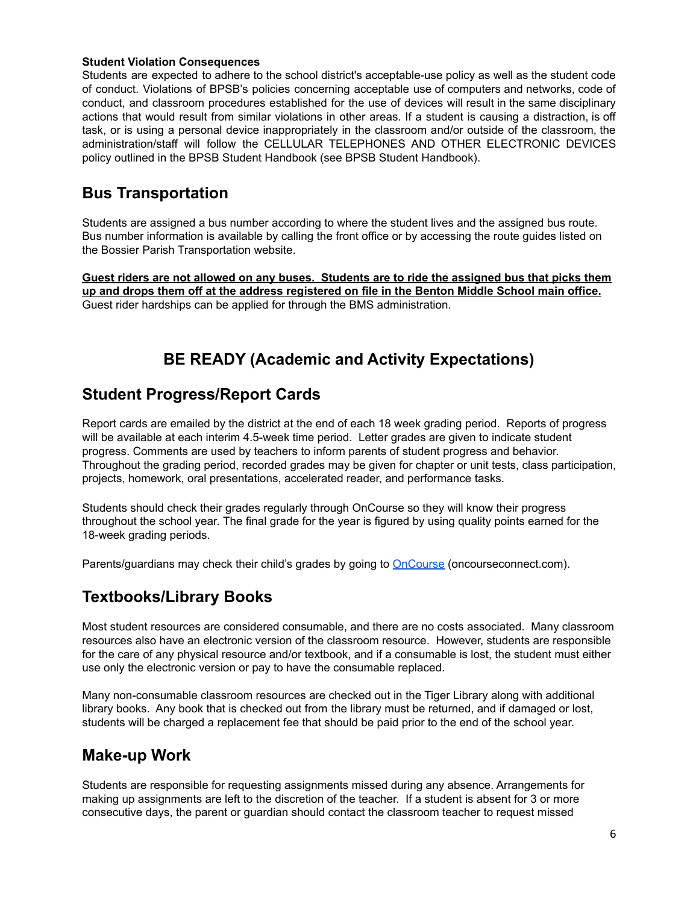**Student Violation Consequences**

Students are expected to adhere to the school district's acceptable-use policy as well as the student code of conduct. Violations of BPSB's policies concerning acceptable use of computers and networks, code of conduct, and classroom procedures established for the use of devices will result in the same disciplinary actions that would result from similar violations in other areas. If a student is causing a distraction, is off task, or is using a personal device inappropriately in the classroom and/or outside of the classroom, the administration/staff will follow the CELLULAR TELEPHONES AND OTHER ELECTRONIC DEVICES policy outlined in the BPSB Student Handbook (see BPSB Student Handbook).

## Bus Transportation

Students are assigned a bus number according to where the student lives and the assigned bus route. Bus number information is available by calling the front office or by accessing the route guides listed on the Bossier Parish Transportation website.

**Guest riders are not allowed on any buses. Students are to ride the assigned bus that picks them up and drops them off at the address registered on file in the Benton Middle School main office.** Guest rider hardships can be applied for through the BMS administration.

# BE READY (Academic and Activity Expectations)

## Student Progress/Report Cards

Report cards are emailed by the district at the end of each 18 week grading period. Reports of progress will be available at each interim 4.5-week time period. Letter grades are given to indicate student progress. Comments are used by teachers to inform parents of student progress and behavior. Throughout the grading period, recorded grades may be given for chapter or unit tests, class participation, projects, homework, oral presentations, accelerated reader, and performance tasks.

Students should check their grades regularly through OnCourse so they will know their progress throughout the school year. The final grade for the year is figured by using quality points earned for the 18-week grading periods.

Parents/guardians may check their child's grades by going to [OnCourse](oncourseconnect.com) (oncourseconnect.com).

## Textbooks/Library Books

Most student resources are considered consumable, and there are no costs associated. Many classroom resources also have an electronic version of the classroom resource. However, students are responsible for the care of any physical resource and/or textbook, and if a consumable is lost, the student must either use only the electronic version or pay to have the consumable replaced.

Many non-consumable classroom resources are checked out in the Tiger Library along with additional library books. Any book that is checked out from the library must be returned, and if damaged or lost, students will be charged a replacement fee that should be paid prior to the end of the school year.

## Make-up Work

Students are responsible for requesting assignments missed during any absence. Arrangements for making up assignments are left to the discretion of the teacher. If a student is absent for 3 or more consecutive days, the parent or guardian should contact the classroom teacher to request missed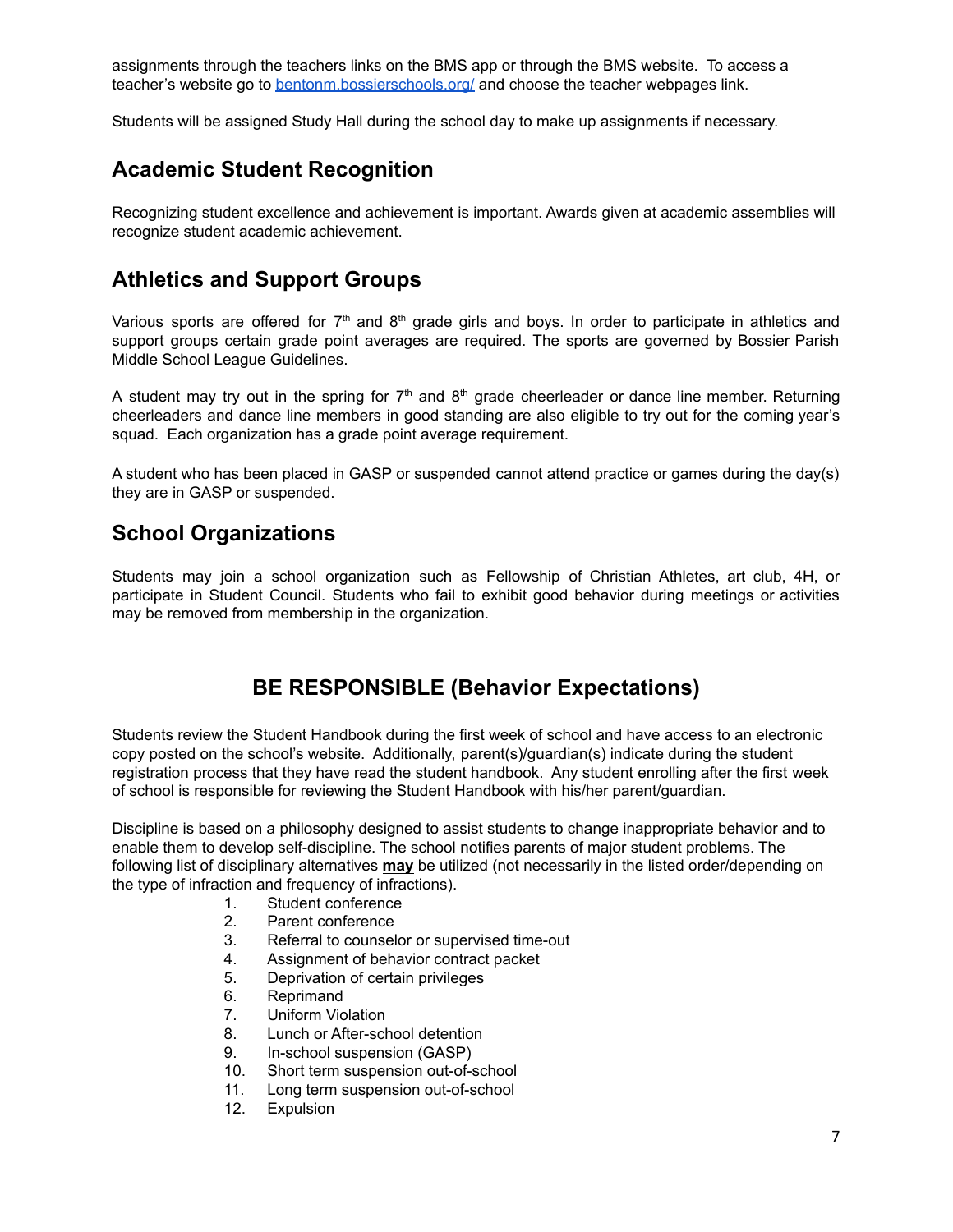assignments through the teachers links on the BMS app or through the BMS website. To access a teacher's website go to [bentonm.bossierschools.org/](bentonm.bossierschools.org/) and choose the teacher webpages link.

Students will be assigned Study Hall during the school day to make up assignments if necessary.

## Academic Student Recognition

Recognizing student excellence and achievement is important. Awards given at academic assemblies will recognize student academic achievement.

## Athletics and Support Groups

Various sports are offered for 7th and 8th grade girls and boys. In order to participate in athletics and support groups certain grade point averages are required. The sports are governed by Bossier Parish Middle School League Guidelines.

A student may try out in the spring for 7th and 8th grade cheerleader or dance line member. Returning cheerleaders and dance line members in good standing are also eligible to try out for the coming year's squad. Each organization has a grade point average requirement.

A student who has been placed in GASP or suspended cannot attend practice or games during the day(s) they are in GASP or suspended.

## School Organizations

Students may join a school organization such as Fellowship of Christian Athletes, art club, 4H, or participate in Student Council. Students who fail to exhibit good behavior during meetings or activities may be removed from membership in the organization.

# BE RESPONSIBLE (Behavior Expectations)

Students review the Student Handbook during the first week of school and have access to an electronic copy posted on the school's website. Additionally, parent(s)/guardian(s) indicate during the student registration process that they have read the student handbook. Any student enrolling after the first week of school is responsible for reviewing the Student Handbook with his/her parent/guardian.

Discipline is based on a philosophy designed to assist students to change inappropriate behavior and to enable them to develop self-discipline. The school notifies parents of major student problems. The following list of disciplinary alternatives **may** be utilized (not necessarily in the listed order/depending on the type of infraction and frequency of infractions).

1. Student conference
2. Parent conference
3. Referral to counselor or supervised time-out
4. Assignment of behavior contract packet
5. Deprivation of certain privileges
6. Reprimand
7. Uniform Violation
8. Lunch or After-school detention
9. In-school suspension (GASP)
10. Short term suspension out-of-school
11. Long term suspension out-of-school
12. Expulsion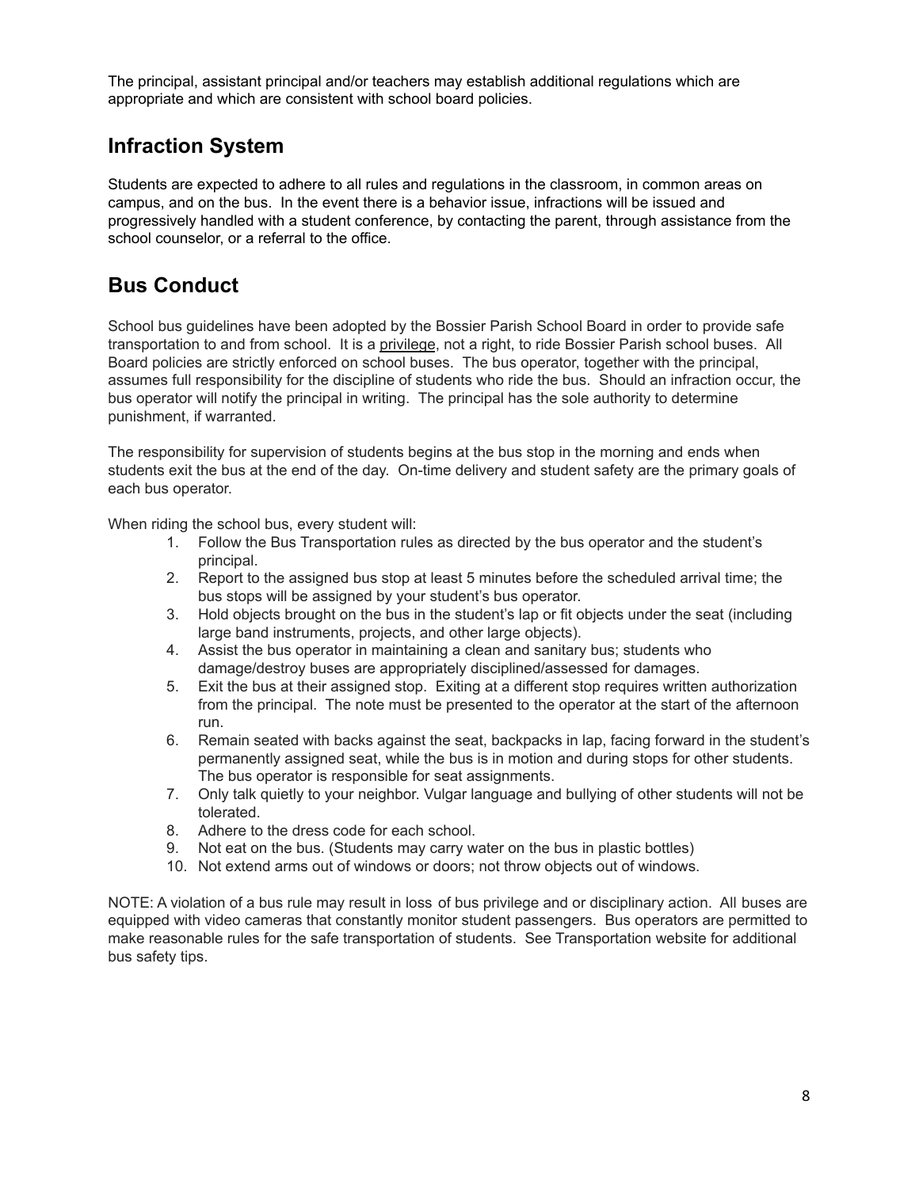The principal, assistant principal and/or teachers may establish additional regulations which are appropriate and which are consistent with school board policies.

## Infraction System

Students are expected to adhere to all rules and regulations in the classroom, in common areas on campus, and on the bus. In the event there is a behavior issue, infractions will be issued and progressively handled with a student conference, by contacting the parent, through assistance from the school counselor, or a referral to the office.

## Bus Conduct

School bus guidelines have been adopted by the Bossier Parish School Board in order to provide safe transportation to and from school. It is a privilege, not a right, to ride Bossier Parish school buses. All Board policies are strictly enforced on school buses. The bus operator, together with the principal, assumes full responsibility for the discipline of students who ride the bus. Should an infraction occur, the bus operator will notify the principal in writing. The principal has the sole authority to determine punishment, if warranted.

The responsibility for supervision of students begins at the bus stop in the morning and ends when students exit the bus at the end of the day. On-time delivery and student safety are the primary goals of each bus operator.

When riding the school bus, every student will:

1. Follow the Bus Transportation rules as directed by the bus operator and the student's principal.
2. Report to the assigned bus stop at least 5 minutes before the scheduled arrival time; the bus stops will be assigned by your student's bus operator.
3. Hold objects brought on the bus in the student's lap or fit objects under the seat (including large band instruments, projects, and other large objects).
4. Assist the bus operator in maintaining a clean and sanitary bus; students who damage/destroy buses are appropriately disciplined/assessed for damages.
5. Exit the bus at their assigned stop. Exiting at a different stop requires written authorization from the principal. The note must be presented to the operator at the start of the afternoon run.
6. Remain seated with backs against the seat, backpacks in lap, facing forward in the student's permanently assigned seat, while the bus is in motion and during stops for other students. The bus operator is responsible for seat assignments.
7. Only talk quietly to your neighbor. Vulgar language and bullying of other students will not be tolerated.
8. Adhere to the dress code for each school.
9. Not eat on the bus. (Students may carry water on the bus in plastic bottles)
10. Not extend arms out of windows or doors; not throw objects out of windows.

NOTE: A violation of a bus rule may result in loss of bus privilege and or disciplinary action. All buses are equipped with video cameras that constantly monitor student passengers. Bus operators are permitted to make reasonable rules for the safe transportation of students. See Transportation website for additional bus safety tips.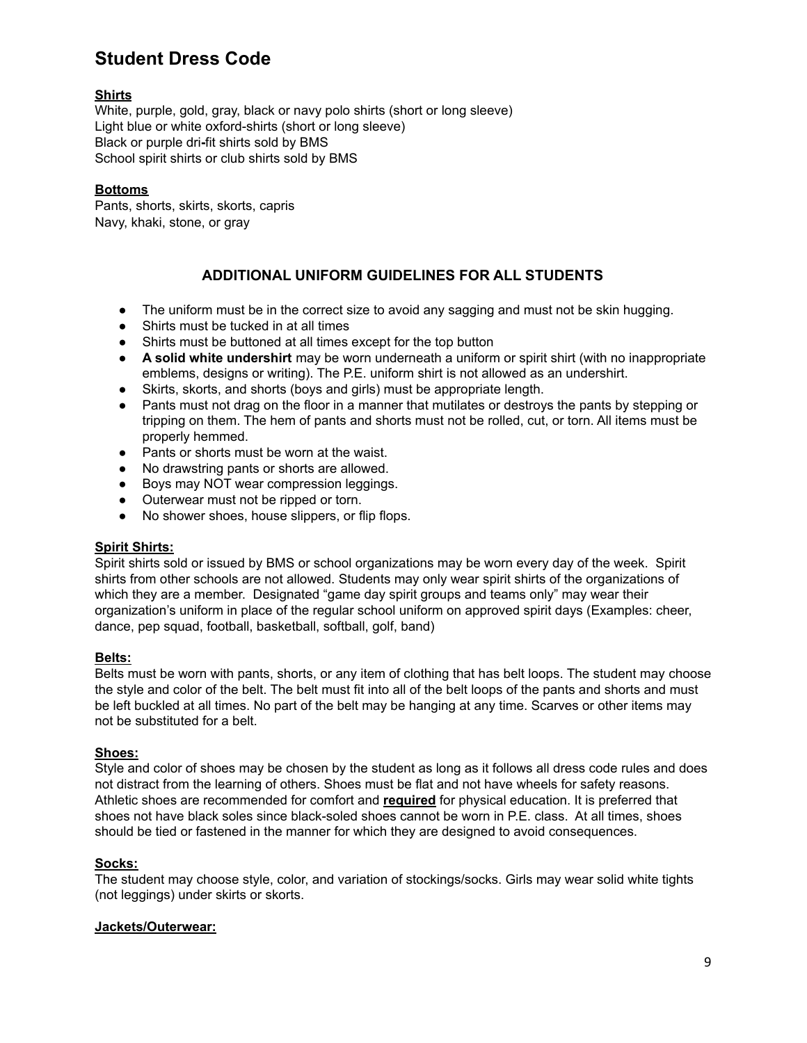# Student Dress Code

**Shirts**

White, purple, gold, gray, black or navy polo shirts (short or long sleeve)
Light blue or white oxford-shirts (short or long sleeve)
Black or purple dri-fit shirts sold by BMS
School spirit shirts or club shirts sold by BMS

**Bottoms**

Pants, shorts, skirts, skorts, capris
Navy, khaki, stone, or gray

## ADDITIONAL UNIFORM GUIDELINES FOR ALL STUDENTS

- The uniform must be in the correct size to avoid any sagging and must not be skin hugging.
- Shirts must be tucked in at all times
- Shirts must be buttoned at all times except for the top button
- **A solid white undershirt** may be worn underneath a uniform or spirit shirt (with no inappropriate emblems, designs or writing). The P.E. uniform shirt is not allowed as an undershirt.
- Skirts, skorts, and shorts (boys and girls) must be appropriate length.
- Pants must not drag on the floor in a manner that mutilates or destroys the pants by stepping or tripping on them. The hem of pants and shorts must not be rolled, cut, or torn. All items must be properly hemmed.
- Pants or shorts must be worn at the waist.
- No drawstring pants or shorts are allowed.
- Boys may NOT wear compression leggings.
- Outerwear must not be ripped or torn.
- No shower shoes, house slippers, or flip flops.

**Spirit Shirts:**

Spirit shirts sold or issued by BMS or school organizations may be worn every day of the week. Spirit shirts from other schools are not allowed. Students may only wear spirit shirts of the organizations of which they are a member. Designated "game day spirit groups and teams only" may wear their organization's uniform in place of the regular school uniform on approved spirit days (Examples: cheer, dance, pep squad, football, basketball, softball, golf, band)

**Belts:**

Belts must be worn with pants, shorts, or any item of clothing that has belt loops. The student may choose the style and color of the belt. The belt must fit into all of the belt loops of the pants and shorts and must be left buckled at all times. No part of the belt may be hanging at any time. Scarves or other items may not be substituted for a belt.

**Shoes:**

Style and color of shoes may be chosen by the student as long as it follows all dress code rules and does not distract from the learning of others. Shoes must be flat and not have wheels for safety reasons. Athletic shoes are recommended for comfort and **required** for physical education. It is preferred that shoes not have black soles since black-soled shoes cannot be worn in P.E. class. At all times, shoes should be tied or fastened in the manner for which they are designed to avoid consequences.

**Socks:**

The student may choose style, color, and variation of stockings/socks. Girls may wear solid white tights (not leggings) under skirts or skorts.

**Jackets/Outerwear:**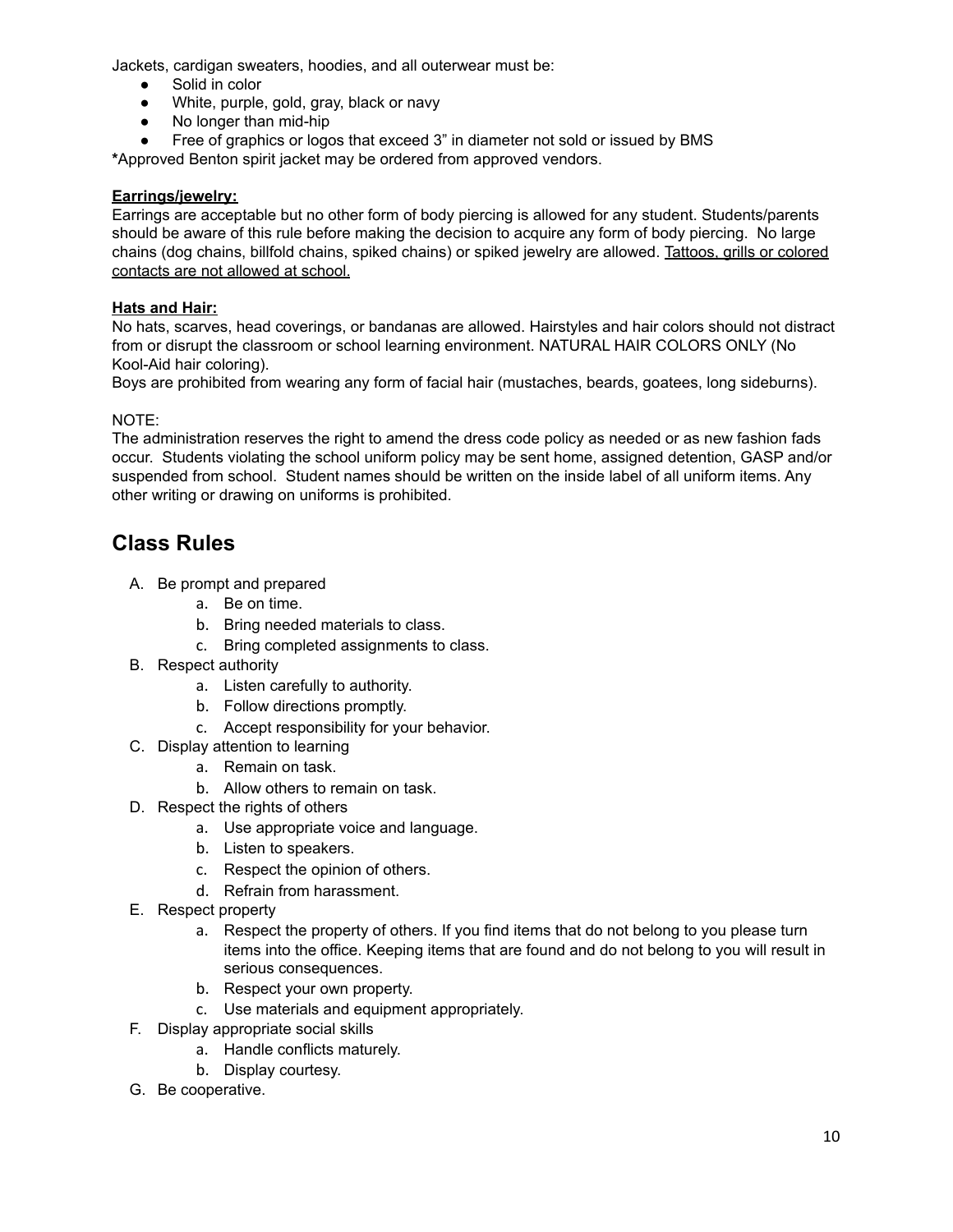Jackets, cardigan sweaters, hoodies, and all outerwear must be:

- Solid in color
- White, purple, gold, gray, black or navy
- No longer than mid-hip
- Free of graphics or logos that exceed 3" in diameter not sold or issued by BMS

**\***Approved Benton spirit jacket may be ordered from approved vendors.

**Earrings/jewelry:**

Earrings are acceptable but no other form of body piercing is allowed for any student. Students/parents should be aware of this rule before making the decision to acquire any form of body piercing. No large chains (dog chains, billfold chains, spiked chains) or spiked jewelry are allowed. Tattoos, grills or colored contacts are not allowed at school.

**Hats and Hair:**

No hats, scarves, head coverings, or bandanas are allowed. Hairstyles and hair colors should not distract from or disrupt the classroom or school learning environment. NATURAL HAIR COLORS ONLY (No Kool-Aid hair coloring).

Boys are prohibited from wearing any form of facial hair (mustaches, beards, goatees, long sideburns).

NOTE:

The administration reserves the right to amend the dress code policy as needed or as new fashion fads occur. Students violating the school uniform policy may be sent home, assigned detention, GASP and/or suspended from school. Student names should be written on the inside label of all uniform items. Any other writing or drawing on uniforms is prohibited.

## Class Rules

A. Be prompt and prepared
   a. Be on time.
   b. Bring needed materials to class.
   c. Bring completed assignments to class.

B. Respect authority
   a. Listen carefully to authority.
   b. Follow directions promptly.
   c. Accept responsibility for your behavior.

C. Display attention to learning
   a. Remain on task.
   b. Allow others to remain on task.

D. Respect the rights of others
   a. Use appropriate voice and language.
   b. Listen to speakers.
   c. Respect the opinion of others.
   d. Refrain from harassment.

E. Respect property
   a. Respect the property of others. If you find items that do not belong to you please turn items into the office. Keeping items that are found and do not belong to you will result in serious consequences.
   b. Respect your own property.
   c. Use materials and equipment appropriately.

F. Display appropriate social skills
   a. Handle conflicts maturely.
   b. Display courtesy.

G. Be cooperative.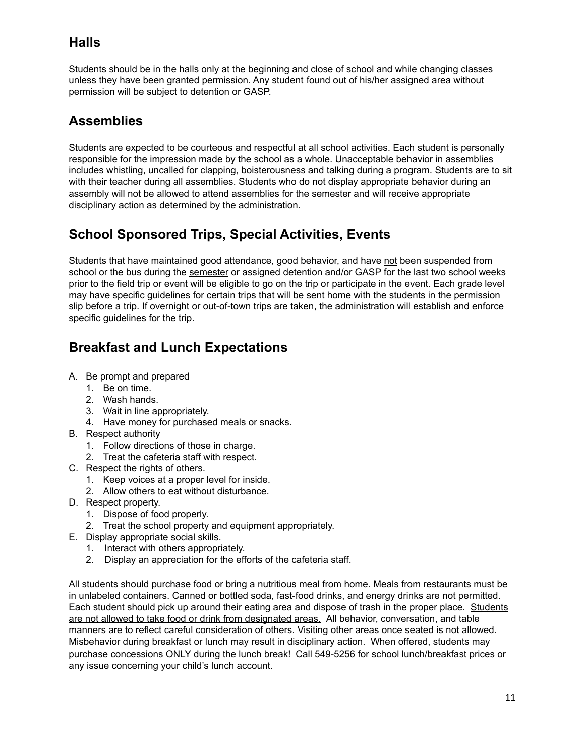## Halls

Students should be in the halls only at the beginning and close of school and while changing classes unless they have been granted permission. Any student found out of his/her assigned area without permission will be subject to detention or GASP.

## Assemblies

Students are expected to be courteous and respectful at all school activities. Each student is personally responsible for the impression made by the school as a whole. Unacceptable behavior in assemblies includes whistling, uncalled for clapping, boisterousness and talking during a program. Students are to sit with their teacher during all assemblies. Students who do not display appropriate behavior during an assembly will not be allowed to attend assemblies for the semester and will receive appropriate disciplinary action as determined by the administration.

## School Sponsored Trips, Special Activities, Events

Students that have maintained good attendance, good behavior, and have <u>not</u> been suspended from school or the bus during the <u>semester</u> or assigned detention and/or GASP for the last two school weeks prior to the field trip or event will be eligible to go on the trip or participate in the event. Each grade level may have specific guidelines for certain trips that will be sent home with the students in the permission slip before a trip. If overnight or out-of-town trips are taken, the administration will establish and enforce specific guidelines for the trip.

## Breakfast and Lunch Expectations

A. Be prompt and prepared
   1. Be on time.
   2. Wash hands.
   3. Wait in line appropriately.
   4. Have money for purchased meals or snacks.
B. Respect authority
   1. Follow directions of those in charge.
   2. Treat the cafeteria staff with respect.
C. Respect the rights of others.
   1. Keep voices at a proper level for inside.
   2. Allow others to eat without disturbance.
D. Respect property.
   1. Dispose of food properly.
   2. Treat the school property and equipment appropriately.
E. Display appropriate social skills.
   1. Interact with others appropriately.
   2. Display an appreciation for the efforts of the cafeteria staff.

All students should purchase food or bring a nutritious meal from home. Meals from restaurants must be in unlabeled containers. Canned or bottled soda, fast-food drinks, and energy drinks are not permitted. Each student should pick up around their eating area and dispose of trash in the proper place. <u>Students are not allowed to take food or drink from designated areas.</u> All behavior, conversation, and table manners are to reflect careful consideration of others. Visiting other areas once seated is not allowed. Misbehavior during breakfast or lunch may result in disciplinary action. When offered, students may purchase concessions ONLY during the lunch break! Call 549-5256 for school lunch/breakfast prices or any issue concerning your child's lunch account.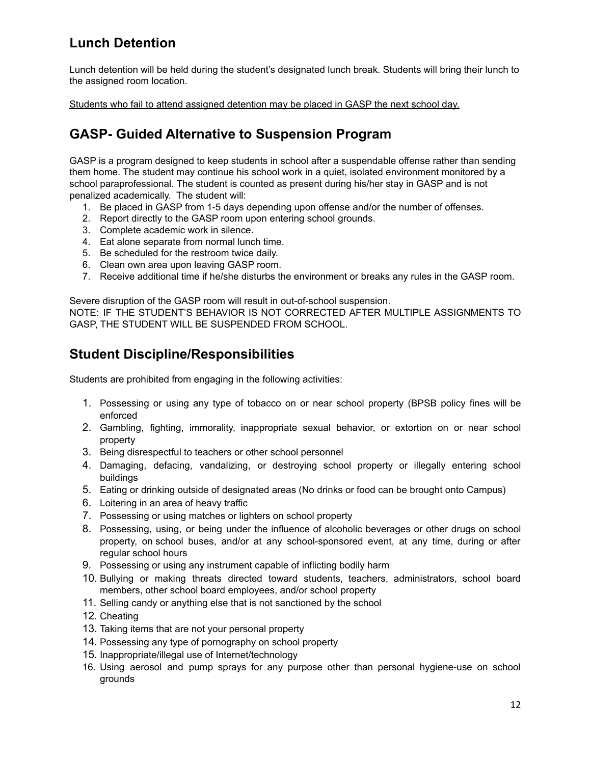## Lunch Detention

Lunch detention will be held during the student's designated lunch break. Students will bring their lunch to the assigned room location.

<u>Students who fail to attend assigned detention may be placed in GASP the next school day.</u>

## GASP- Guided Alternative to Suspension Program

GASP is a program designed to keep students in school after a suspendable offense rather than sending them home. The student may continue his school work in a quiet, isolated environment monitored by a school paraprofessional. The student is counted as present during his/her stay in GASP and is not penalized academically. The student will:

1. Be placed in GASP from 1-5 days depending upon offense and/or the number of offenses.
2. Report directly to the GASP room upon entering school grounds.
3. Complete academic work in silence.
4. Eat alone separate from normal lunch time.
5. Be scheduled for the restroom twice daily.
6. Clean own area upon leaving GASP room.
7. Receive additional time if he/she disturbs the environment or breaks any rules in the GASP room.

Severe disruption of the GASP room will result in out-of-school suspension.
NOTE: IF THE STUDENT'S BEHAVIOR IS NOT CORRECTED AFTER MULTIPLE ASSIGNMENTS TO GASP, THE STUDENT WILL BE SUSPENDED FROM SCHOOL.

## Student Discipline/Responsibilities

Students are prohibited from engaging in the following activities:

1. Possessing or using any type of tobacco on or near school property (BPSB policy fines will be enforced
2. Gambling, fighting, immorality, inappropriate sexual behavior, or extortion on or near school property
3. Being disrespectful to teachers or other school personnel
4. Damaging, defacing, vandalizing, or destroying school property or illegally entering school buildings
5. Eating or drinking outside of designated areas (No drinks or food can be brought onto Campus)
6. Loitering in an area of heavy traffic
7. Possessing or using matches or lighters on school property
8. Possessing, using, or being under the influence of alcoholic beverages or other drugs on school property, on school buses, and/or at any school-sponsored event, at any time, during or after regular school hours
9. Possessing or using any instrument capable of inflicting bodily harm
10. Bullying or making threats directed toward students, teachers, administrators, school board members, other school board employees, and/or school property
11. Selling candy or anything else that is not sanctioned by the school
12. Cheating
13. Taking items that are not your personal property
14. Possessing any type of pornography on school property
15. Inappropriate/illegal use of Internet/technology
16. Using aerosol and pump sprays for any purpose other than personal hygiene-use on school grounds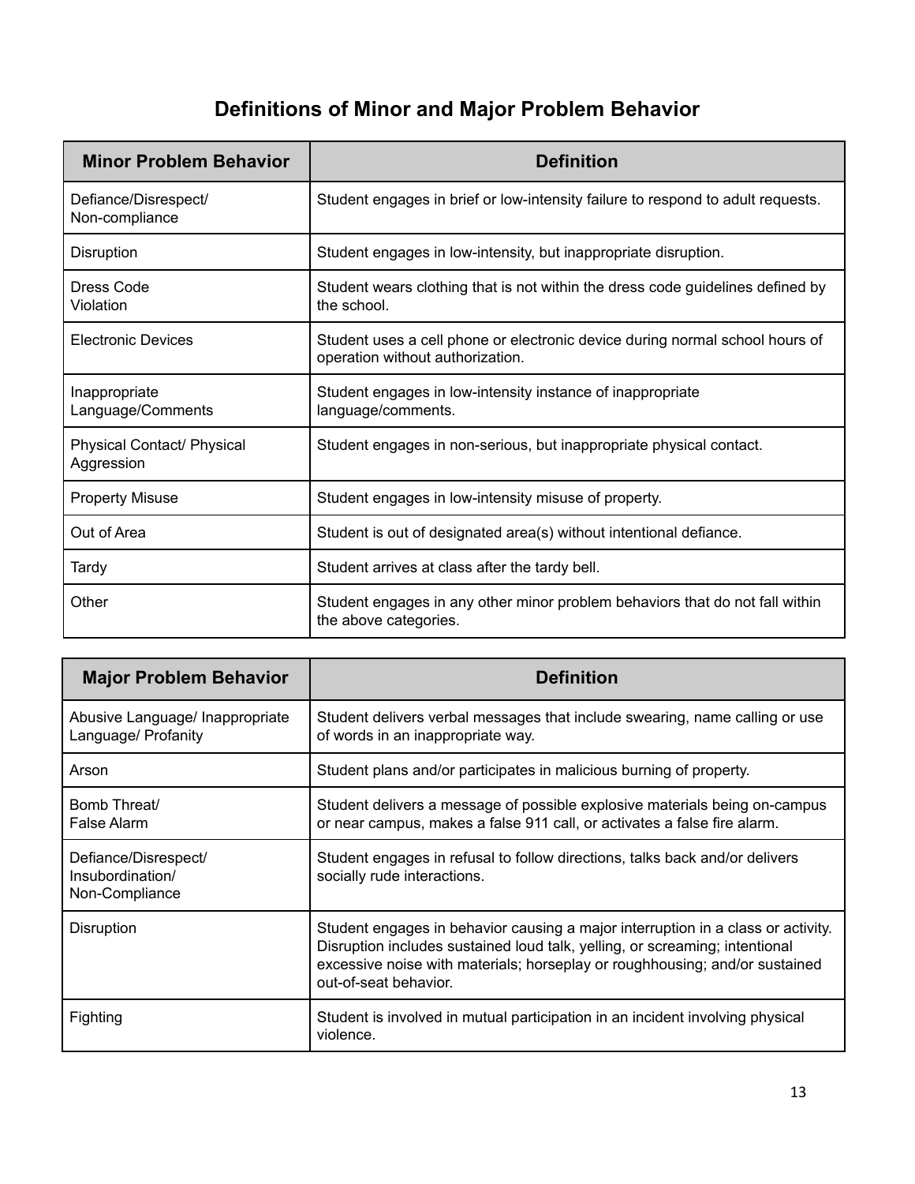# Definitions of Minor and Major Problem Behavior

| Minor Problem Behavior | Definition |
|---|---|
| Defiance/Disrespect/ Non-compliance | Student engages in brief or low-intensity failure to respond to adult requests. |
| Disruption | Student engages in low-intensity, but inappropriate disruption. |
| Dress Code Violation | Student wears clothing that is not within the dress code guidelines defined by the school. |
| Electronic Devices | Student uses a cell phone or electronic device during normal school hours of operation without authorization. |
| Inappropriate Language/Comments | Student engages in low-intensity instance of inappropriate language/comments. |
| Physical Contact/ Physical Aggression | Student engages in non-serious, but inappropriate physical contact. |
| Property Misuse | Student engages in low-intensity misuse of property. |
| Out of Area | Student is out of designated area(s) without intentional defiance. |
| Tardy | Student arrives at class after the tardy bell. |
| Other | Student engages in any other minor problem behaviors that do not fall within the above categories. |

| Major Problem Behavior | Definition |
|---|---|
| Abusive Language/ Inappropriate Language/ Profanity | Student delivers verbal messages that include swearing, name calling or use of words in an inappropriate way. |
| Arson | Student plans and/or participates in malicious burning of property. |
| Bomb Threat/ False Alarm | Student delivers a message of possible explosive materials being on-campus or near campus, makes a false 911 call, or activates a false fire alarm. |
| Defiance/Disrespect/ Insubordination/ Non-Compliance | Student engages in refusal to follow directions, talks back and/or delivers socially rude interactions. |
| Disruption | Student engages in behavior causing a major interruption in a class or activity. Disruption includes sustained loud talk, yelling, or screaming; intentional excessive noise with materials; horseplay or roughhousing; and/or sustained out-of-seat behavior. |
| Fighting | Student is involved in mutual participation in an incident involving physical violence. |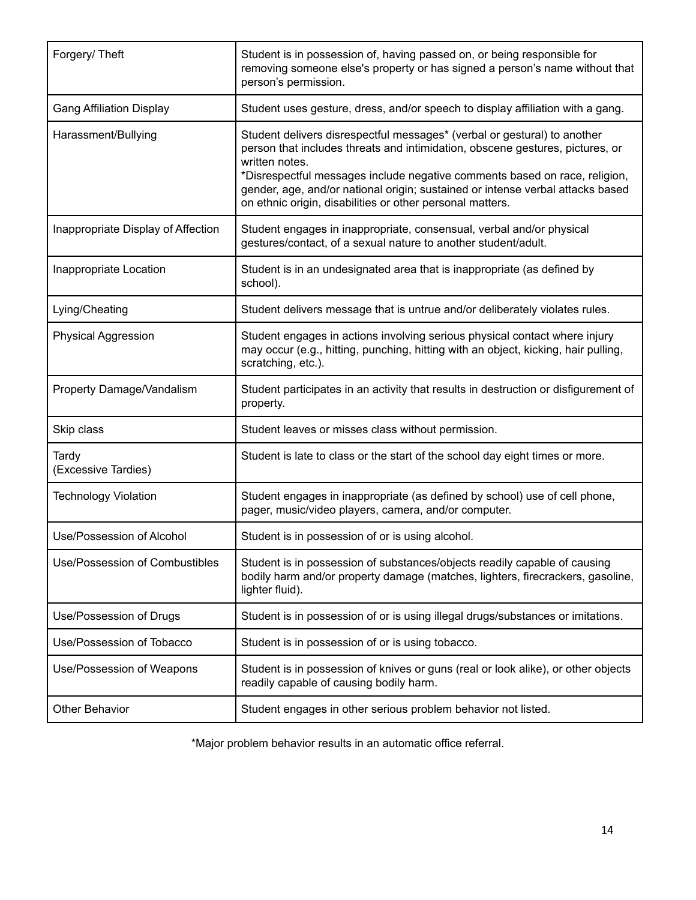| | |
|---|---|
| Forgery/ Theft | Student is in possession of, having passed on, or being responsible for removing someone else's property or has signed a person's name without that person's permission. |
| Gang Affiliation Display | Student uses gesture, dress, and/or speech to display affiliation with a gang. |
| Harassment/Bullying | Student delivers disrespectful messages* (verbal or gestural) to another person that includes threats and intimidation, obscene gestures, pictures, or written notes.<br>*Disrespectful messages include negative comments based on race, religion, gender, age, and/or national origin; sustained or intense verbal attacks based on ethnic origin, disabilities or other personal matters. |
| Inappropriate Display of Affection | Student engages in inappropriate, consensual, verbal and/or physical gestures/contact, of a sexual nature to another student/adult. |
| Inappropriate Location | Student is in an undesignated area that is inappropriate (as defined by school). |
| Lying/Cheating | Student delivers message that is untrue and/or deliberately violates rules. |
| Physical Aggression | Student engages in actions involving serious physical contact where injury may occur (e.g., hitting, punching, hitting with an object, kicking, hair pulling, scratching, etc.). |
| Property Damage/Vandalism | Student participates in an activity that results in destruction or disfigurement of property. |
| Skip class | Student leaves or misses class without permission. |
| Tardy<br>(Excessive Tardies) | Student is late to class or the start of the school day eight times or more. |
| Technology Violation | Student engages in inappropriate (as defined by school) use of cell phone, pager, music/video players, camera, and/or computer. |
| Use/Possession of Alcohol | Student is in possession of or is using alcohol. |
| Use/Possession of Combustibles | Student is in possession of substances/objects readily capable of causing bodily harm and/or property damage (matches, lighters, firecrackers, gasoline, lighter fluid). |
| Use/Possession of Drugs | Student is in possession of or is using illegal drugs/substances or imitations. |
| Use/Possession of Tobacco | Student is in possession of or is using tobacco. |
| Use/Possession of Weapons | Student is in possession of knives or guns (real or look alike), or other objects readily capable of causing bodily harm. |
| Other Behavior | Student engages in other serious problem behavior not listed. |

*Major problem behavior results in an automatic office referral.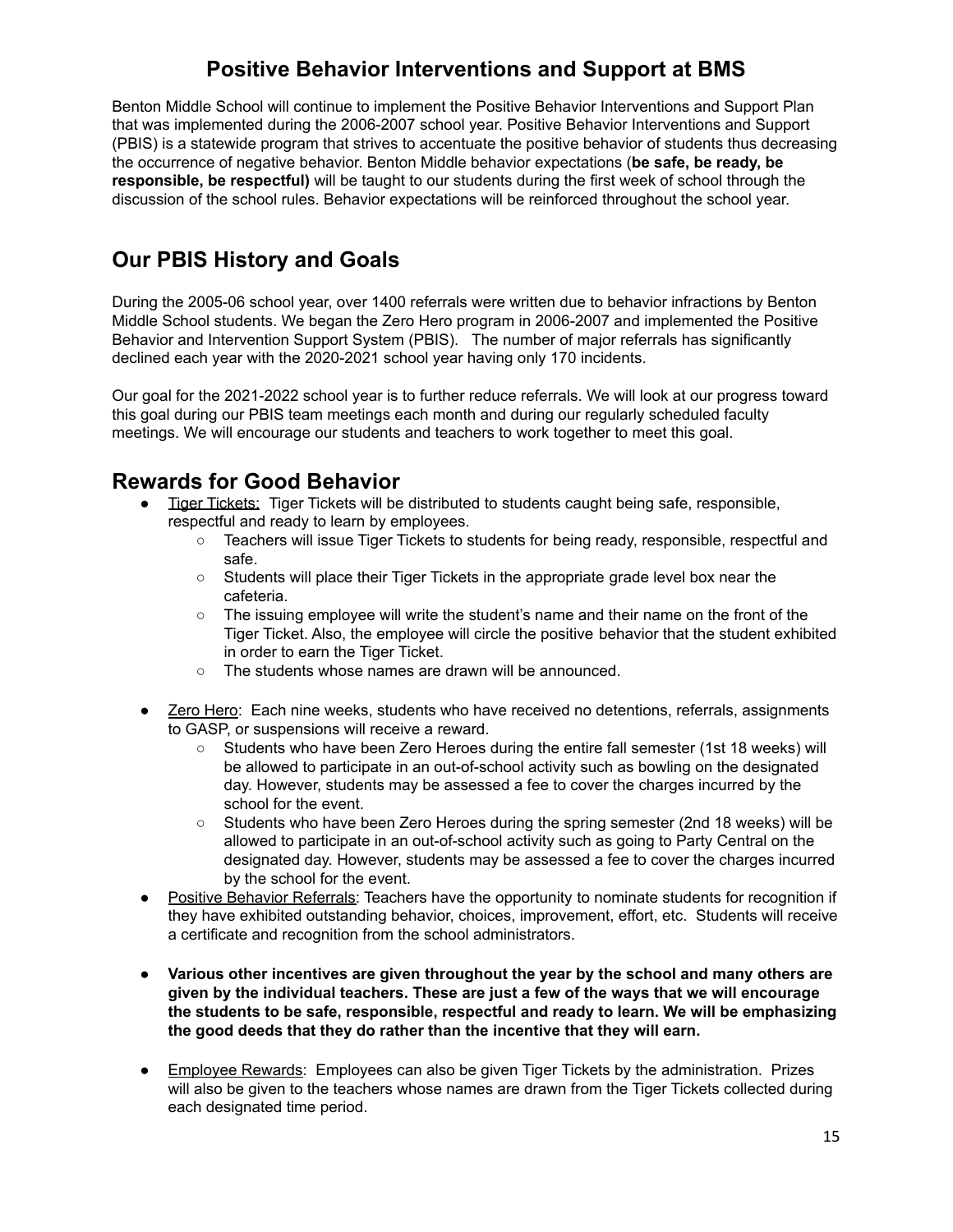# Positive Behavior Interventions and Support at BMS

Benton Middle School will continue to implement the Positive Behavior Interventions and Support Plan that was implemented during the 2006-2007 school year. Positive Behavior Interventions and Support (PBIS) is a statewide program that strives to accentuate the positive behavior of students thus decreasing the occurrence of negative behavior. Benton Middle behavior expectations (**be safe, be ready, be responsible, be respectful)** will be taught to our students during the first week of school through the discussion of the school rules. Behavior expectations will be reinforced throughout the school year.

## Our PBIS History and Goals

During the 2005-06 school year, over 1400 referrals were written due to behavior infractions by Benton Middle School students. We began the Zero Hero program in 2006-2007 and implemented the Positive Behavior and Intervention Support System (PBIS). The number of major referrals has significantly declined each year with the 2020-2021 school year having only 170 incidents.

Our goal for the 2021-2022 school year is to further reduce referrals. We will look at our progress toward this goal during our PBIS team meetings each month and during our regularly scheduled faculty meetings. We will encourage our students and teachers to work together to meet this goal.

## Rewards for Good Behavior

- Tiger Tickets: Tiger Tickets will be distributed to students caught being safe, responsible, respectful and ready to learn by employees.
    - Teachers will issue Tiger Tickets to students for being ready, responsible, respectful and safe.
    - Students will place their Tiger Tickets in the appropriate grade level box near the cafeteria.
    - The issuing employee will write the student's name and their name on the front of the Tiger Ticket. Also, the employee will circle the positive behavior that the student exhibited in order to earn the Tiger Ticket.
    - The students whose names are drawn will be announced.
- Zero Hero: Each nine weeks, students who have received no detentions, referrals, assignments to GASP, or suspensions will receive a reward.
    - Students who have been Zero Heroes during the entire fall semester (1st 18 weeks) will be allowed to participate in an out-of-school activity such as bowling on the designated day. However, students may be assessed a fee to cover the charges incurred by the school for the event.
    - Students who have been Zero Heroes during the spring semester (2nd 18 weeks) will be allowed to participate in an out-of-school activity such as going to Party Central on the designated day. However, students may be assessed a fee to cover the charges incurred by the school for the event.
- Positive Behavior Referrals: Teachers have the opportunity to nominate students for recognition if they have exhibited outstanding behavior, choices, improvement, effort, etc. Students will receive a certificate and recognition from the school administrators.
- **Various other incentives are given throughout the year by the school and many others are given by the individual teachers. These are just a few of the ways that we will encourage the students to be safe, responsible, respectful and ready to learn. We will be emphasizing the good deeds that they do rather than the incentive that they will earn.**
- Employee Rewards: Employees can also be given Tiger Tickets by the administration. Prizes will also be given to the teachers whose names are drawn from the Tiger Tickets collected during each designated time period.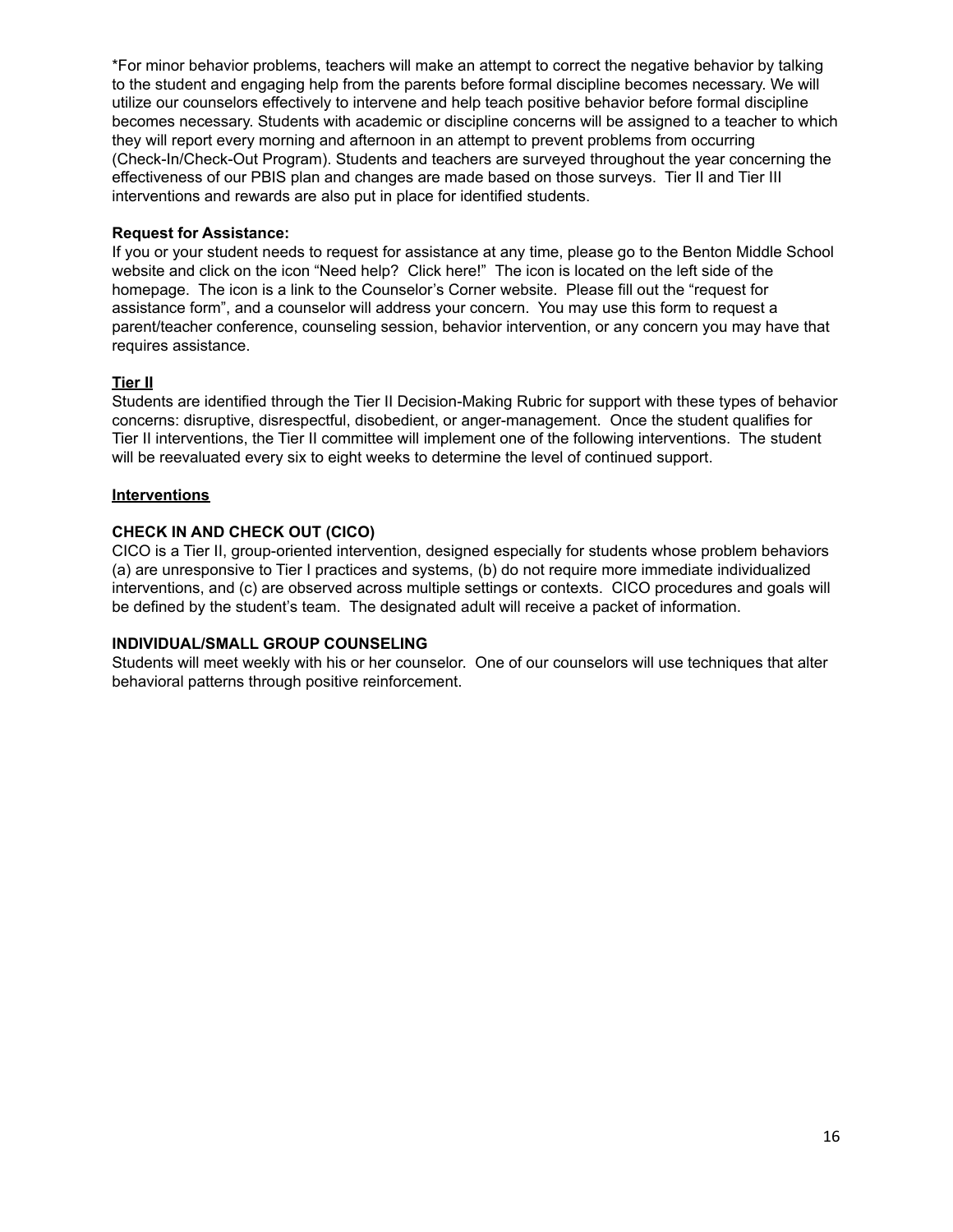*For minor behavior problems, teachers will make an attempt to correct the negative behavior by talking to the student and engaging help from the parents before formal discipline becomes necessary. We will utilize our counselors effectively to intervene and help teach positive behavior before formal discipline becomes necessary. Students with academic or discipline concerns will be assigned to a teacher to which they will report every morning and afternoon in an attempt to prevent problems from occurring (Check-In/Check-Out Program). Students and teachers are surveyed throughout the year concerning the effectiveness of our PBIS plan and changes are made based on those surveys. Tier II and Tier III interventions and rewards are also put in place for identified students.

**Request for Assistance:**
If you or your student needs to request for assistance at any time, please go to the Benton Middle School website and click on the icon "Need help? Click here!" The icon is located on the left side of the homepage. The icon is a link to the Counselor's Corner website. Please fill out the "request for assistance form", and a counselor will address your concern. You may use this form to request a parent/teacher conference, counseling session, behavior intervention, or any concern you may have that requires assistance.

**<u>Tier II</u>**
Students are identified through the Tier II Decision-Making Rubric for support with these types of behavior concerns: disruptive, disrespectful, disobedient, or anger-management. Once the student qualifies for Tier II interventions, the Tier II committee will implement one of the following interventions. The student will be reevaluated every six to eight weeks to determine the level of continued support.

**<u>Interventions</u>**

**CHECK IN AND CHECK OUT (CICO)**
CICO is a Tier II, group-oriented intervention, designed especially for students whose problem behaviors (a) are unresponsive to Tier I practices and systems, (b) do not require more immediate individualized interventions, and (c) are observed across multiple settings or contexts. CICO procedures and goals will be defined by the student's team. The designated adult will receive a packet of information.

**INDIVIDUAL/SMALL GROUP COUNSELING**
Students will meet weekly with his or her counselor. One of our counselors will use techniques that alter behavioral patterns through positive reinforcement.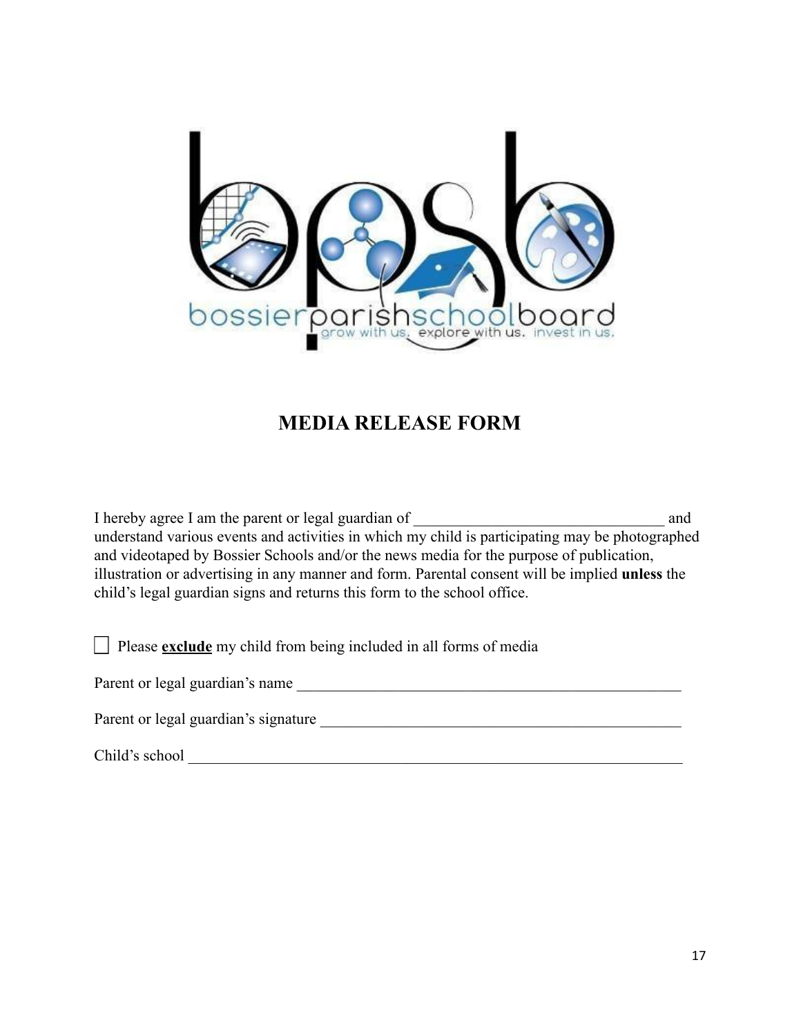# MEDIA RELEASE FORM

I hereby agree I am the parent or legal guardian of ________________________________ and understand various events and activities in which my child is participating may be photographed and videotaped by Bossier Schools and/or the news media for the purpose of publication, illustration or advertising in any manner and form. Parental consent will be implied **unless** the child's legal guardian signs and returns this form to the school office.

☐ Please **exclude** my child from being included in all forms of media

Parent or legal guardian's name ___________________________________________________

Parent or legal guardian's signature ______________________________________________

Child's school ________________________________________________________________